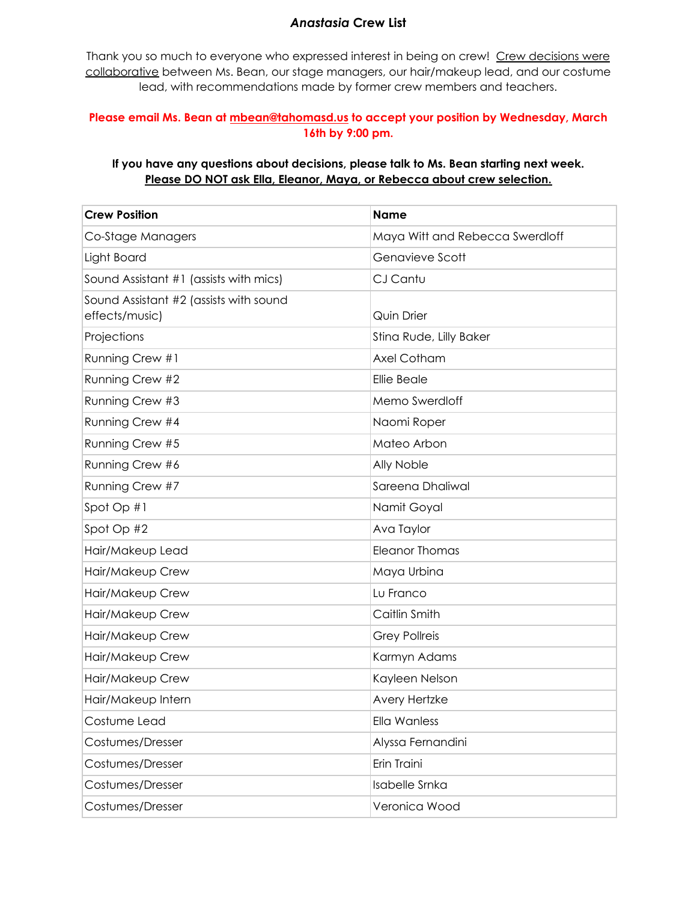# *Anastasia* Crew List

Thank you so much to everyone who expressed interest in being on crew! <u>Crew decisions were collaborative</u> between Ms. Bean, our stage managers, our hair/makeup lead, and our costume lead, with recommendations made by former crew members and teachers.

**Please email Ms. Bean at mbean@tahomasd.us to accept your position by Wednesday, March 16th by 9:00 pm.**

**If you have any questions about decisions, please talk to Ms. Bean starting next week.**
**<u>Please DO NOT ask Ella, Eleanor, Maya, or Rebecca about crew selection.</u>**

| Crew Position | Name |
|---|---|
| Co-Stage Managers | Maya Witt and Rebecca Swerdloff |
| Light Board | Genavieve Scott |
| Sound Assistant #1 (assists with mics) | CJ Cantu |
| Sound Assistant #2 (assists with sound effects/music) | Quin Drier |
| Projections | Stina Rude, Lilly Baker |
| Running Crew #1 | Axel Cotham |
| Running Crew #2 | Ellie Beale |
| Running Crew #3 | Memo Swerdloff |
| Running Crew #4 | Naomi Roper |
| Running Crew #5 | Mateo Arbon |
| Running Crew #6 | Ally Noble |
| Running Crew #7 | Sareena Dhaliwal |
| Spot Op #1 | Namit Goyal |
| Spot Op #2 | Ava Taylor |
| Hair/Makeup Lead | Eleanor Thomas |
| Hair/Makeup Crew | Maya Urbina |
| Hair/Makeup Crew | Lu Franco |
| Hair/Makeup Crew | Caitlin Smith |
| Hair/Makeup Crew | Grey Pollreis |
| Hair/Makeup Crew | Karmyn Adams |
| Hair/Makeup Crew | Kayleen Nelson |
| Hair/Makeup Intern | Avery Hertzke |
| Costume Lead | Ella Wanless |
| Costumes/Dresser | Alyssa Fernandini |
| Costumes/Dresser | Erin Traini |
| Costumes/Dresser | Isabelle Srnka |
| Costumes/Dresser | Veronica Wood |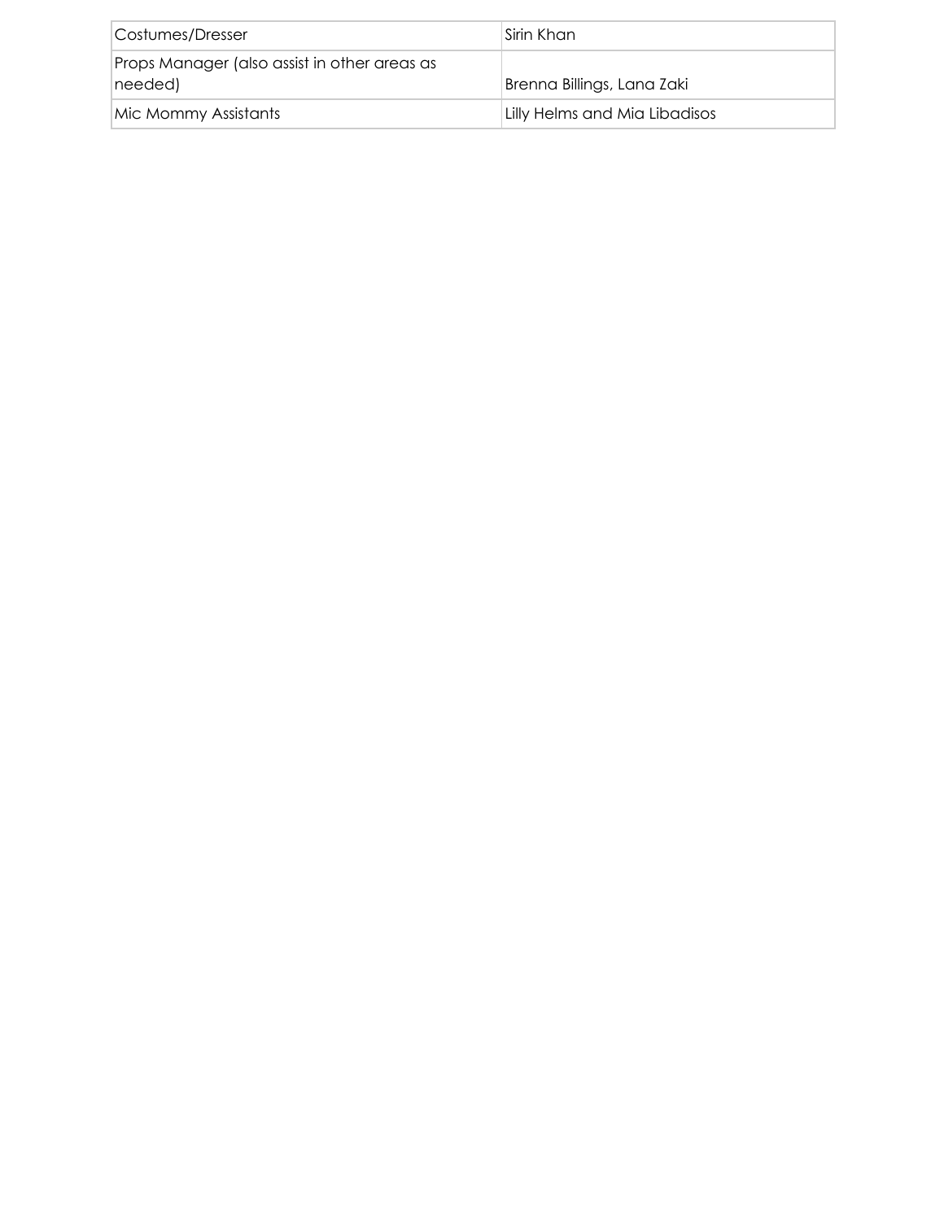| | |
|---|---|
| Costumes/Dresser | Sirin Khan |
| Props Manager (also assist in other areas as needed) | Brenna Billings, Lana Zaki |
| Mic Mommy Assistants | Lilly Helms and Mia Libadisos |